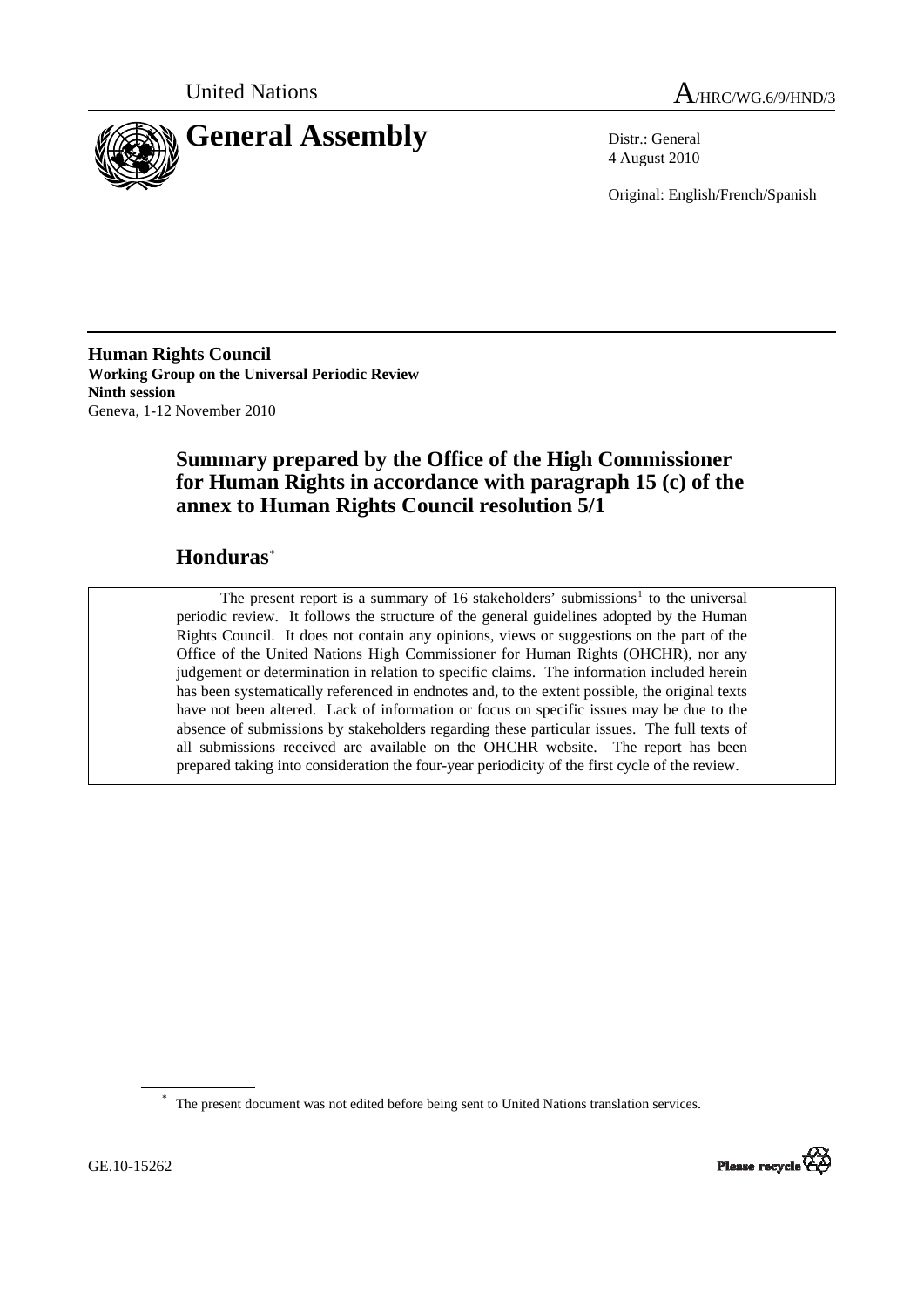United Nations A/HRC/WG.6/9/HND/3

# General Assembly

Distr.: General
4 August 2010

Original: English/French/Spanish

**Human Rights Council**
**Working Group on the Universal Periodic Review**
**Ninth session**
Geneva, 1-12 November 2010

## Summary prepared by the Office of the High Commissioner for Human Rights in accordance with paragraph 15 (c) of the annex to Human Rights Council resolution 5/1

## Honduras*

The present report is a summary of 16 stakeholders' submissions[1] to the universal periodic review. It follows the structure of the general guidelines adopted by the Human Rights Council. It does not contain any opinions, views or suggestions on the part of the Office of the United Nations High Commissioner for Human Rights (OHCHR), nor any judgement or determination in relation to specific claims. The information included herein has been systematically referenced in endnotes and, to the extent possible, the original texts have not been altered. Lack of information or focus on specific issues may be due to the absence of submissions by stakeholders regarding these particular issues. The full texts of all submissions received are available on the OHCHR website. The report has been prepared taking into consideration the four-year periodicity of the first cycle of the review.

\* The present document was not edited before being sent to United Nations translation services.

GE.10-15262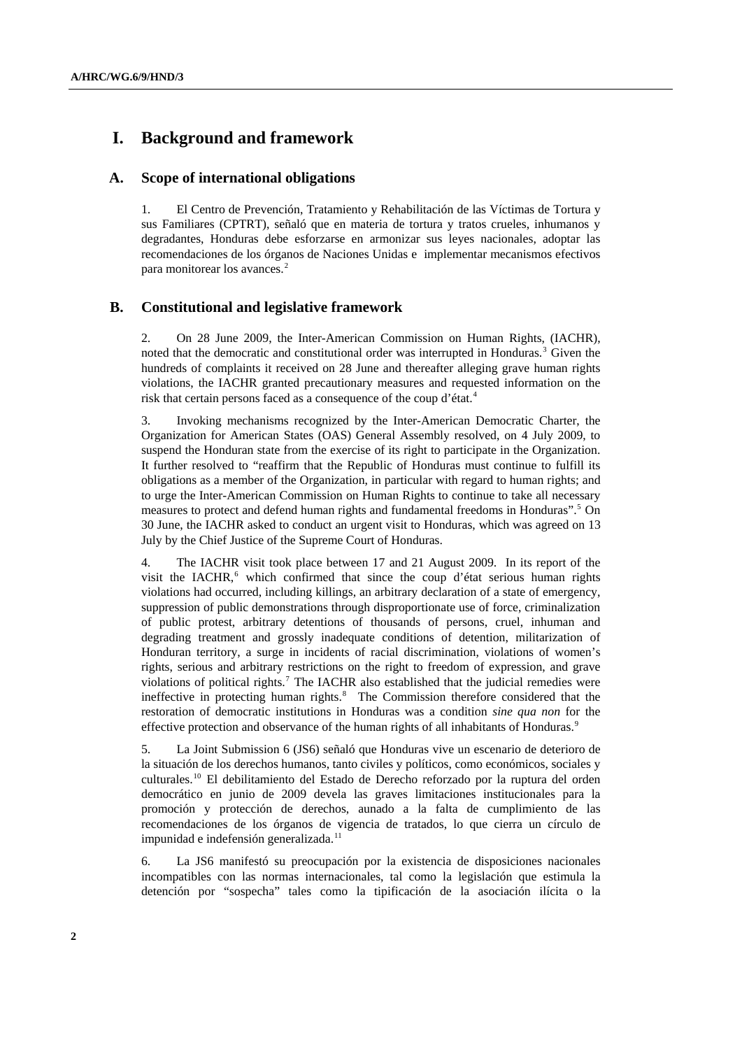# I. Background and framework

## A. Scope of international obligations

1. El Centro de Prevención, Tratamiento y Rehabilitación de las Víctimas de Tortura y sus Familiares (CPTRT), señaló que en materia de tortura y tratos crueles, inhumanos y degradantes, Honduras debe esforzarse en armonizar sus leyes nacionales, adoptar las recomendaciones de los órganos de Naciones Unidas e implementar mecanismos efectivos para monitorear los avances.[2]

## B. Constitutional and legislative framework

2. On 28 June 2009, the Inter-American Commission on Human Rights, (IACHR), noted that the democratic and constitutional order was interrupted in Honduras.[3] Given the hundreds of complaints it received on 28 June and thereafter alleging grave human rights violations, the IACHR granted precautionary measures and requested information on the risk that certain persons faced as a consequence of the coup d'état.[4]

3. Invoking mechanisms recognized by the Inter-American Democratic Charter, the Organization for American States (OAS) General Assembly resolved, on 4 July 2009, to suspend the Honduran state from the exercise of its right to participate in the Organization. It further resolved to "reaffirm that the Republic of Honduras must continue to fulfill its obligations as a member of the Organization, in particular with regard to human rights; and to urge the Inter-American Commission on Human Rights to continue to take all necessary measures to protect and defend human rights and fundamental freedoms in Honduras".[5] On 30 June, the IACHR asked to conduct an urgent visit to Honduras, which was agreed on 13 July by the Chief Justice of the Supreme Court of Honduras.

4. The IACHR visit took place between 17 and 21 August 2009. In its report of the visit the IACHR,[6] which confirmed that since the coup d'état serious human rights violations had occurred, including killings, an arbitrary declaration of a state of emergency, suppression of public demonstrations through disproportionate use of force, criminalization of public protest, arbitrary detentions of thousands of persons, cruel, inhuman and degrading treatment and grossly inadequate conditions of detention, militarization of Honduran territory, a surge in incidents of racial discrimination, violations of women's rights, serious and arbitrary restrictions on the right to freedom of expression, and grave violations of political rights.[7] The IACHR also established that the judicial remedies were ineffective in protecting human rights.[8] The Commission therefore considered that the restoration of democratic institutions in Honduras was a condition *sine qua non* for the effective protection and observance of the human rights of all inhabitants of Honduras.[9]

5. La Joint Submission 6 (JS6) señaló que Honduras vive un escenario de deterioro de la situación de los derechos humanos, tanto civiles y políticos, como económicos, sociales y culturales.[10] El debilitamiento del Estado de Derecho reforzado por la ruptura del orden democrático en junio de 2009 devela las graves limitaciones institucionales para la promoción y protección de derechos, aunado a la falta de cumplimiento de las recomendaciones de los órganos de vigencia de tratados, lo que cierra un círculo de impunidad e indefensión generalizada.[11]

6. La JS6 manifestó su preocupación por la existencia de disposiciones nacionales incompatibles con las normas internacionales, tal como la legislación que estimula la detención por "sospecha" tales como la tipificación de la asociación ilícita o la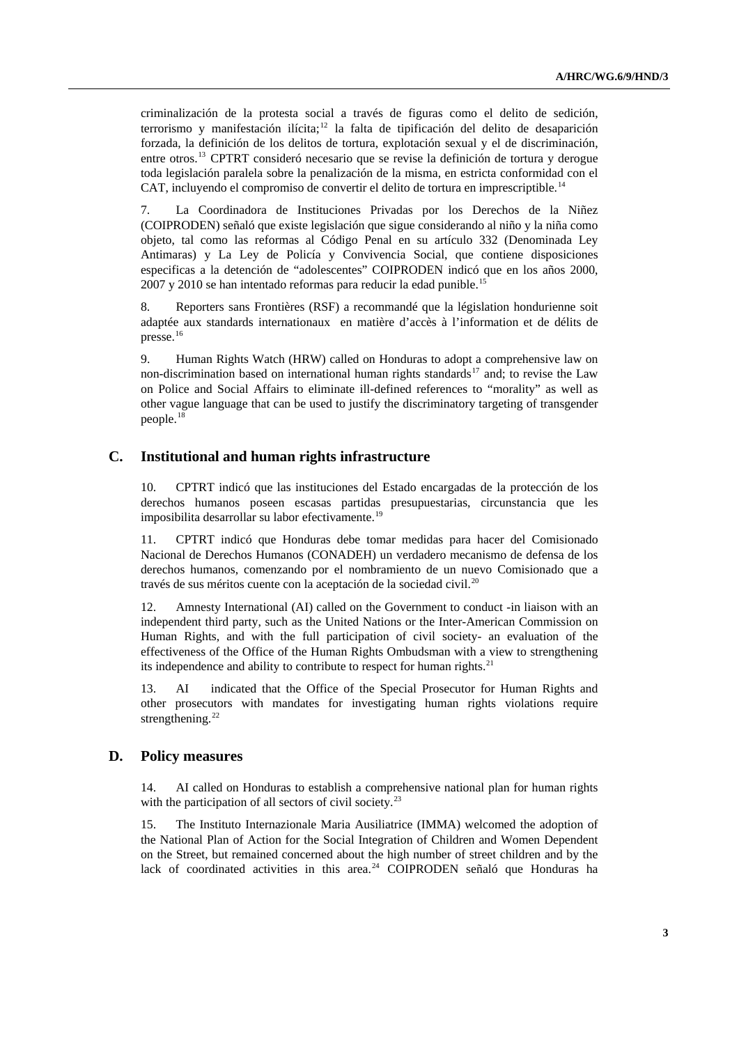criminalización de la protesta social a través de figuras como el delito de sedición, terrorismo y manifestación ilícita;[12] la falta de tipificación del delito de desaparición forzada, la definición de los delitos de tortura, explotación sexual y el de discriminación, entre otros.[13] CPTRT consideró necesario que se revise la definición de tortura y derogue toda legislación paralela sobre la penalización de la misma, en estricta conformidad con el CAT, incluyendo el compromiso de convertir el delito de tortura en imprescriptible.[14]

7. La Coordinadora de Instituciones Privadas por los Derechos de la Niñez (COIPRODEN) señaló que existe legislación que sigue considerando al niño y la niña como objeto, tal como las reformas al Código Penal en su artículo 332 (Denominada Ley Antimaras) y La Ley de Policía y Convivencia Social, que contiene disposiciones especificas a la detención de "adolescentes" COIPRODEN indicó que en los años 2000, 2007 y 2010 se han intentado reformas para reducir la edad punible.[15]

8. Reporters sans Frontières (RSF) a recommandé que la législation hondurienne soit adaptée aux standards internationaux en matière d'accès à l'information et de délits de presse.[16]

9. Human Rights Watch (HRW) called on Honduras to adopt a comprehensive law on non-discrimination based on international human rights standards[17] and; to revise the Law on Police and Social Affairs to eliminate ill-defined references to "morality" as well as other vague language that can be used to justify the discriminatory targeting of transgender people.[18]

## C. Institutional and human rights infrastructure

10. CPTRT indicó que las instituciones del Estado encargadas de la protección de los derechos humanos poseen escasas partidas presupuestarias, circunstancia que les imposibilita desarrollar su labor efectivamente.[19]

11. CPTRT indicó que Honduras debe tomar medidas para hacer del Comisionado Nacional de Derechos Humanos (CONADEH) un verdadero mecanismo de defensa de los derechos humanos, comenzando por el nombramiento de un nuevo Comisionado que a través de sus méritos cuente con la aceptación de la sociedad civil.[20]

12. Amnesty International (AI) called on the Government to conduct -in liaison with an independent third party, such as the United Nations or the Inter-American Commission on Human Rights, and with the full participation of civil society- an evaluation of the effectiveness of the Office of the Human Rights Ombudsman with a view to strengthening its independence and ability to contribute to respect for human rights.[21]

13. AI indicated that the Office of the Special Prosecutor for Human Rights and other prosecutors with mandates for investigating human rights violations require strengthening.[22]

## D. Policy measures

14. AI called on Honduras to establish a comprehensive national plan for human rights with the participation of all sectors of civil society.[23]

15. The Instituto Internazionale Maria Ausiliatrice (IMMA) welcomed the adoption of the National Plan of Action for the Social Integration of Children and Women Dependent on the Street, but remained concerned about the high number of street children and by the lack of coordinated activities in this area.[24] COIPRODEN señaló que Honduras ha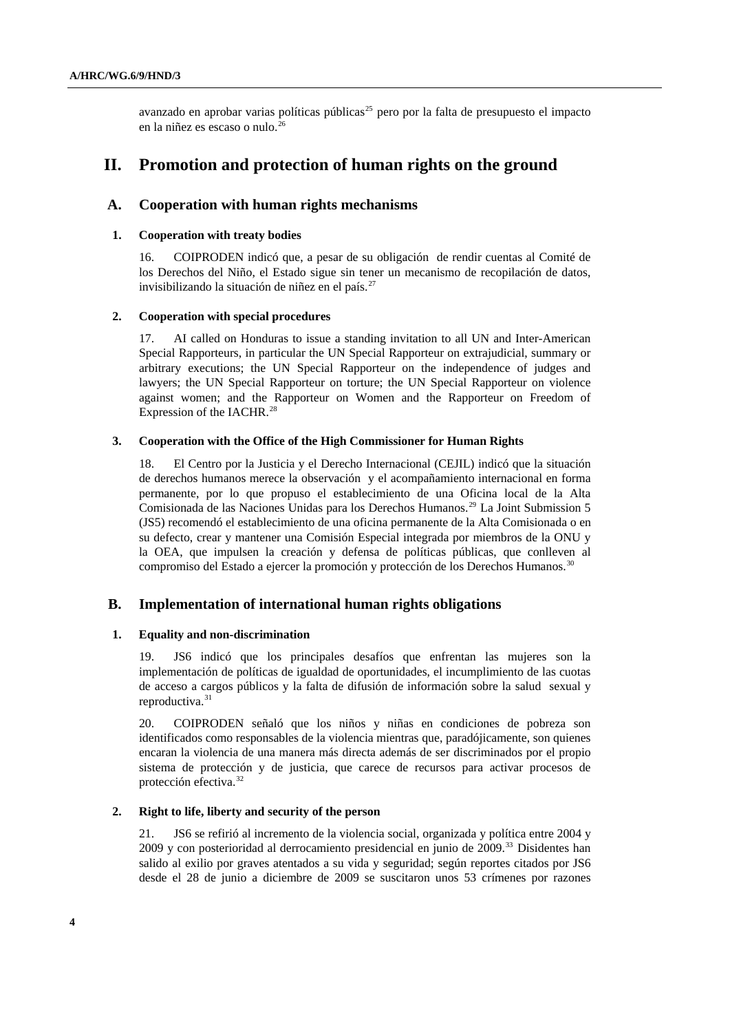avanzado en aprobar varias políticas públicas[25] pero por la falta de presupuesto el impacto en la niñez es escaso o nulo.[26]

# II. Promotion and protection of human rights on the ground

## A. Cooperation with human rights mechanisms

### 1. Cooperation with treaty bodies

16. COIPRODEN indicó que, a pesar de su obligación de rendir cuentas al Comité de los Derechos del Niño, el Estado sigue sin tener un mecanismo de recopilación de datos, invisibilizando la situación de niñez en el país.[27]

### 2. Cooperation with special procedures

17. AI called on Honduras to issue a standing invitation to all UN and Inter-American Special Rapporteurs, in particular the UN Special Rapporteur on extrajudicial, summary or arbitrary executions; the UN Special Rapporteur on the independence of judges and lawyers; the UN Special Rapporteur on torture; the UN Special Rapporteur on violence against women; and the Rapporteur on Women and the Rapporteur on Freedom of Expression of the IACHR.[28]

### 3. Cooperation with the Office of the High Commissioner for Human Rights

18. El Centro por la Justicia y el Derecho Internacional (CEJIL) indicó que la situación de derechos humanos merece la observación y el acompañamiento internacional en forma permanente, por lo que propuso el establecimiento de una Oficina local de la Alta Comisionada de las Naciones Unidas para los Derechos Humanos.[29] La Joint Submission 5 (JS5) recomendó el establecimiento de una oficina permanente de la Alta Comisionada o en su defecto, crear y mantener una Comisión Especial integrada por miembros de la ONU y la OEA, que impulsen la creación y defensa de políticas públicas, que conlleven al compromiso del Estado a ejercer la promoción y protección de los Derechos Humanos.[30]

## B. Implementation of international human rights obligations

### 1. Equality and non-discrimination

19. JS6 indicó que los principales desafíos que enfrentan las mujeres son la implementación de políticas de igualdad de oportunidades, el incumplimiento de las cuotas de acceso a cargos públicos y la falta de difusión de información sobre la salud sexual y reproductiva.[31]

20. COIPRODEN señaló que los niños y niñas en condiciones de pobreza son identificados como responsables de la violencia mientras que, paradójicamente, son quienes encaran la violencia de una manera más directa además de ser discriminados por el propio sistema de protección y de justicia, que carece de recursos para activar procesos de protección efectiva.[32]

### 2. Right to life, liberty and security of the person

21. JS6 se refirió al incremento de la violencia social, organizada y política entre 2004 y 2009 y con posterioridad al derrocamiento presidencial en junio de 2009.[33] Disidentes han salido al exilio por graves atentados a su vida y seguridad; según reportes citados por JS6 desde el 28 de junio a diciembre de 2009 se suscitaron unos 53 crímenes por razones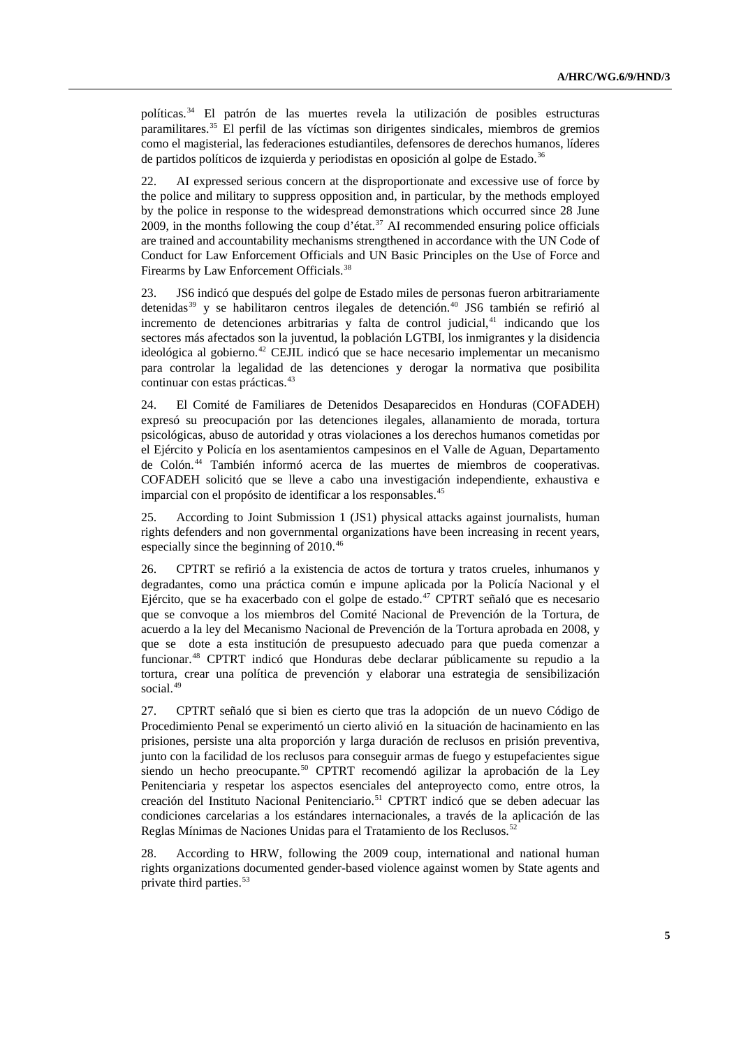políticas.[34] El patrón de las muertes revela la utilización de posibles estructuras paramilitares.[35] El perfil de las víctimas son dirigentes sindicales, miembros de gremios como el magisterial, las federaciones estudiantiles, defensores de derechos humanos, líderes de partidos políticos de izquierda y periodistas en oposición al golpe de Estado.[36]

22. AI expressed serious concern at the disproportionate and excessive use of force by the police and military to suppress opposition and, in particular, by the methods employed by the police in response to the widespread demonstrations which occurred since 28 June 2009, in the months following the coup d'état.[37] AI recommended ensuring police officials are trained and accountability mechanisms strengthened in accordance with the UN Code of Conduct for Law Enforcement Officials and UN Basic Principles on the Use of Force and Firearms by Law Enforcement Officials.[38]

23. JS6 indicó que después del golpe de Estado miles de personas fueron arbitrariamente detenidas[39] y se habilitaron centros ilegales de detención.[40] JS6 también se refirió al incremento de detenciones arbitrarias y falta de control judicial,[41] indicando que los sectores más afectados son la juventud, la población LGTBI, los inmigrantes y la disidencia ideológica al gobierno.[42] CEJIL indicó que se hace necesario implementar un mecanismo para controlar la legalidad de las detenciones y derogar la normativa que posibilita continuar con estas prácticas.[43]

24. El Comité de Familiares de Detenidos Desaparecidos en Honduras (COFADEH) expresó su preocupación por las detenciones ilegales, allanamiento de morada, tortura psicológicas, abuso de autoridad y otras violaciones a los derechos humanos cometidas por el Ejército y Policía en los asentamientos campesinos en el Valle de Aguan, Departamento de Colón.[44] También informó acerca de las muertes de miembros de cooperativas. COFADEH solicitó que se lleve a cabo una investigación independiente, exhaustiva e imparcial con el propósito de identificar a los responsables.[45]

25. According to Joint Submission 1 (JS1) physical attacks against journalists, human rights defenders and non governmental organizations have been increasing in recent years, especially since the beginning of 2010.[46]

26. CPTRT se refirió a la existencia de actos de tortura y tratos crueles, inhumanos y degradantes, como una práctica común e impune aplicada por la Policía Nacional y el Ejército, que se ha exacerbado con el golpe de estado.[47] CPTRT señaló que es necesario que se convoque a los miembros del Comité Nacional de Prevención de la Tortura, de acuerdo a la ley del Mecanismo Nacional de Prevención de la Tortura aprobada en 2008, y que se dote a esta institución de presupuesto adecuado para que pueda comenzar a funcionar.[48] CPTRT indicó que Honduras debe declarar públicamente su repudio a la tortura, crear una política de prevención y elaborar una estrategia de sensibilización social.[49]

27. CPTRT señaló que si bien es cierto que tras la adopción de un nuevo Código de Procedimiento Penal se experimentó un cierto alivió en la situación de hacinamiento en las prisiones, persiste una alta proporción y larga duración de reclusos en prisión preventiva, junto con la facilidad de los reclusos para conseguir armas de fuego y estupefacientes sigue siendo un hecho preocupante.[50] CPTRT recomendó agilizar la aprobación de la Ley Penitenciaria y respetar los aspectos esenciales del anteproyecto como, entre otros, la creación del Instituto Nacional Penitenciario.[51] CPTRT indicó que se deben adecuar las condiciones carcelarias a los estándares internacionales, a través de la aplicación de las Reglas Mínimas de Naciones Unidas para el Tratamiento de los Reclusos.[52]

28. According to HRW, following the 2009 coup, international and national human rights organizations documented gender-based violence against women by State agents and private third parties.[53]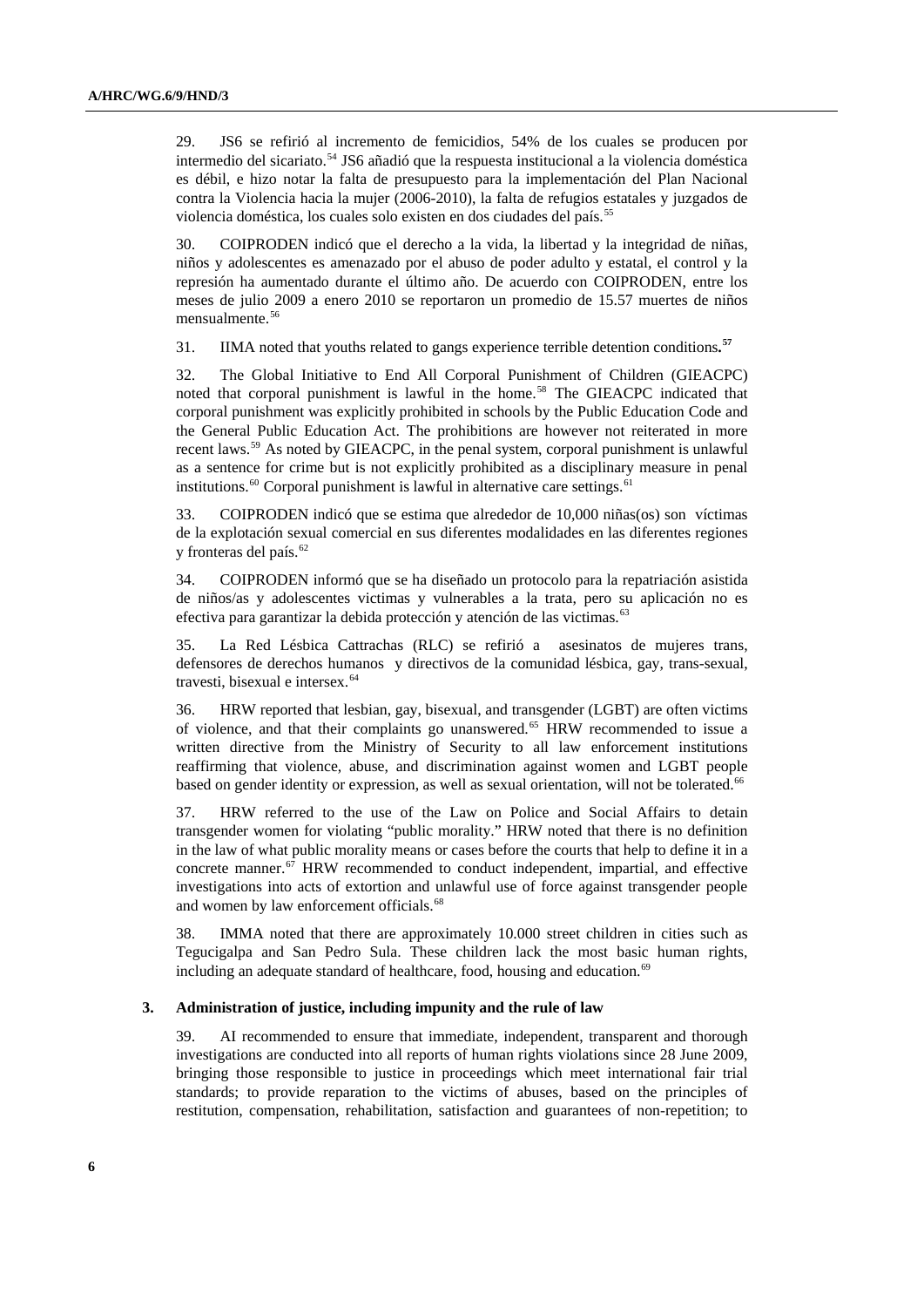29. JS6 se refirió al incremento de femicidios, 54% de los cuales se producen por intermedio del sicariato.[54] JS6 añadió que la respuesta institucional a la violencia doméstica es débil, e hizo notar la falta de presupuesto para la implementación del Plan Nacional contra la Violencia hacia la mujer (2006-2010), la falta de refugios estatales y juzgados de violencia doméstica, los cuales solo existen en dos ciudades del país.[55]

30. COIPRODEN indicó que el derecho a la vida, la libertad y la integridad de niñas, niños y adolescentes es amenazado por el abuso de poder adulto y estatal, el control y la represión ha aumentado durante el último año. De acuerdo con COIPRODEN, entre los meses de julio 2009 a enero 2010 se reportaron un promedio de 15.57 muertes de niños mensualmente.[56]

31. IIMA noted that youths related to gangs experience terrible detention conditions**.**[57]

32. The Global Initiative to End All Corporal Punishment of Children (GIEACPC) noted that corporal punishment is lawful in the home.[58] The GIEACPC indicated that corporal punishment was explicitly prohibited in schools by the Public Education Code and the General Public Education Act. The prohibitions are however not reiterated in more recent laws.[59] As noted by GIEACPC, in the penal system, corporal punishment is unlawful as a sentence for crime but is not explicitly prohibited as a disciplinary measure in penal institutions.[60] Corporal punishment is lawful in alternative care settings.[61]

33. COIPRODEN indicó que se estima que alrededor de 10,000 niñas(os) son víctimas de la explotación sexual comercial en sus diferentes modalidades en las diferentes regiones y fronteras del país.[62]

34. COIPRODEN informó que se ha diseñado un protocolo para la repatriación asistida de niños/as y adolescentes victimas y vulnerables a la trata, pero su aplicación no es efectiva para garantizar la debida protección y atención de las victimas.[63]

35. La Red Lésbica Cattrachas (RLC) se refirió a asesinatos de mujeres trans, defensores de derechos humanos y directivos de la comunidad lésbica, gay, trans-sexual, travesti, bisexual e intersex.[64]

36. HRW reported that lesbian, gay, bisexual, and transgender (LGBT) are often victims of violence, and that their complaints go unanswered.[65] HRW recommended to issue a written directive from the Ministry of Security to all law enforcement institutions reaffirming that violence, abuse, and discrimination against women and LGBT people based on gender identity or expression, as well as sexual orientation, will not be tolerated.[66]

37. HRW referred to the use of the Law on Police and Social Affairs to detain transgender women for violating "public morality." HRW noted that there is no definition in the law of what public morality means or cases before the courts that help to define it in a concrete manner.[67] HRW recommended to conduct independent, impartial, and effective investigations into acts of extortion and unlawful use of force against transgender people and women by law enforcement officials.[68]

38. IMMA noted that there are approximately 10.000 street children in cities such as Tegucigalpa and San Pedro Sula. These children lack the most basic human rights, including an adequate standard of healthcare, food, housing and education.[69]

### 3. Administration of justice, including impunity and the rule of law

39. AI recommended to ensure that immediate, independent, transparent and thorough investigations are conducted into all reports of human rights violations since 28 June 2009, bringing those responsible to justice in proceedings which meet international fair trial standards; to provide reparation to the victims of abuses, based on the principles of restitution, compensation, rehabilitation, satisfaction and guarantees of non-repetition; to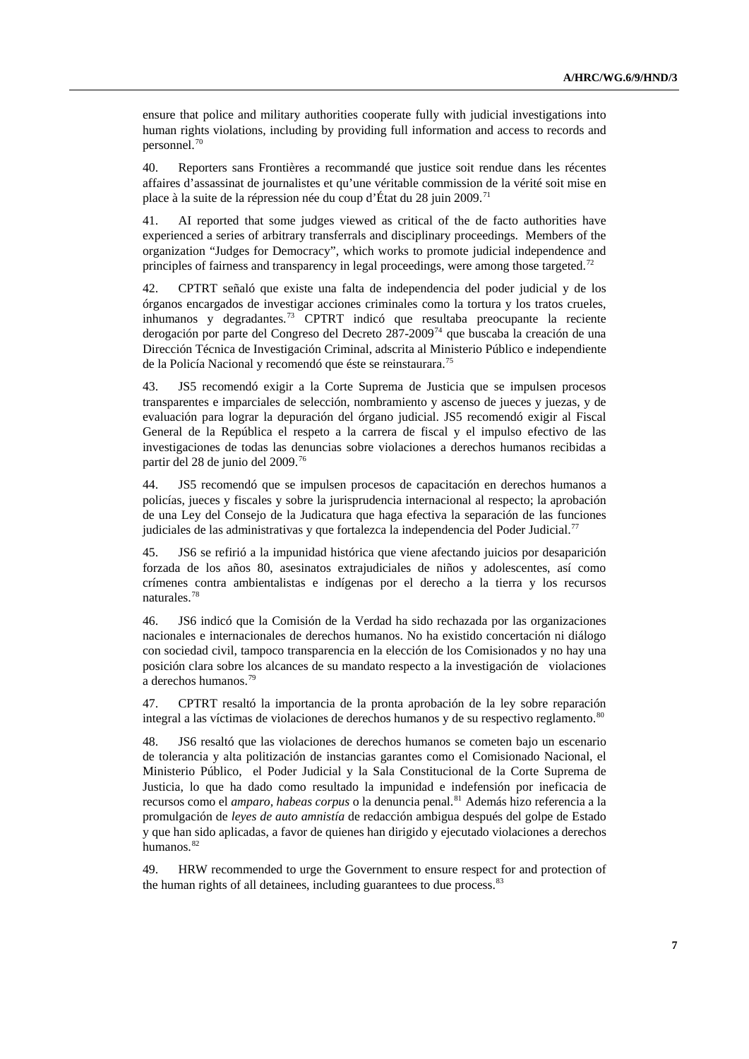ensure that police and military authorities cooperate fully with judicial investigations into human rights violations, including by providing full information and access to records and personnel.[70]

40. Reporters sans Frontières a recommandé que justice soit rendue dans les récentes affaires d'assassinat de journalistes et qu'une véritable commission de la vérité soit mise en place à la suite de la répression née du coup d'État du 28 juin 2009.[71]

41. AI reported that some judges viewed as critical of the de facto authorities have experienced a series of arbitrary transferrals and disciplinary proceedings. Members of the organization "Judges for Democracy", which works to promote judicial independence and principles of fairness and transparency in legal proceedings, were among those targeted.[72]

42. CPTRT señaló que existe una falta de independencia del poder judicial y de los órganos encargados de investigar acciones criminales como la tortura y los tratos crueles, inhumanos y degradantes.[73] CPTRT indicó que resultaba preocupante la reciente derogación por parte del Congreso del Decreto 287-2009[74] que buscaba la creación de una Dirección Técnica de Investigación Criminal, adscrita al Ministerio Público e independiente de la Policía Nacional y recomendó que éste se reinstaurara.[75]

43. JS5 recomendó exigir a la Corte Suprema de Justicia que se impulsen procesos transparentes e imparciales de selección, nombramiento y ascenso de jueces y juezas, y de evaluación para lograr la depuración del órgano judicial. JS5 recomendó exigir al Fiscal General de la República el respeto a la carrera de fiscal y el impulso efectivo de las investigaciones de todas las denuncias sobre violaciones a derechos humanos recibidas a partir del 28 de junio del 2009.[76]

44. JS5 recomendó que se impulsen procesos de capacitación en derechos humanos a policías, jueces y fiscales y sobre la jurisprudencia internacional al respecto; la aprobación de una Ley del Consejo de la Judicatura que haga efectiva la separación de las funciones judiciales de las administrativas y que fortalezca la independencia del Poder Judicial.[77]

45. JS6 se refirió a la impunidad histórica que viene afectando juicios por desaparición forzada de los años 80, asesinatos extrajudiciales de niños y adolescentes, así como crímenes contra ambientalistas e indígenas por el derecho a la tierra y los recursos naturales.[78]

46. JS6 indicó que la Comisión de la Verdad ha sido rechazada por las organizaciones nacionales e internacionales de derechos humanos. No ha existido concertación ni diálogo con sociedad civil, tampoco transparencia en la elección de los Comisionados y no hay una posición clara sobre los alcances de su mandato respecto a la investigación de violaciones a derechos humanos.[79]

47. CPTRT resaltó la importancia de la pronta aprobación de la ley sobre reparación integral a las víctimas de violaciones de derechos humanos y de su respectivo reglamento.[80]

48. JS6 resaltó que las violaciones de derechos humanos se cometen bajo un escenario de tolerancia y alta politización de instancias garantes como el Comisionado Nacional, el Ministerio Público, el Poder Judicial y la Sala Constitucional de la Corte Suprema de Justicia, lo que ha dado como resultado la impunidad e indefensión por ineficacia de recursos como el *amparo, habeas corpus* o la denuncia penal.[81] Además hizo referencia a la promulgación de *leyes de auto amnistía* de redacción ambigua después del golpe de Estado y que han sido aplicadas, a favor de quienes han dirigido y ejecutado violaciones a derechos humanos.[82]

49. HRW recommended to urge the Government to ensure respect for and protection of the human rights of all detainees, including guarantees to due process.[83]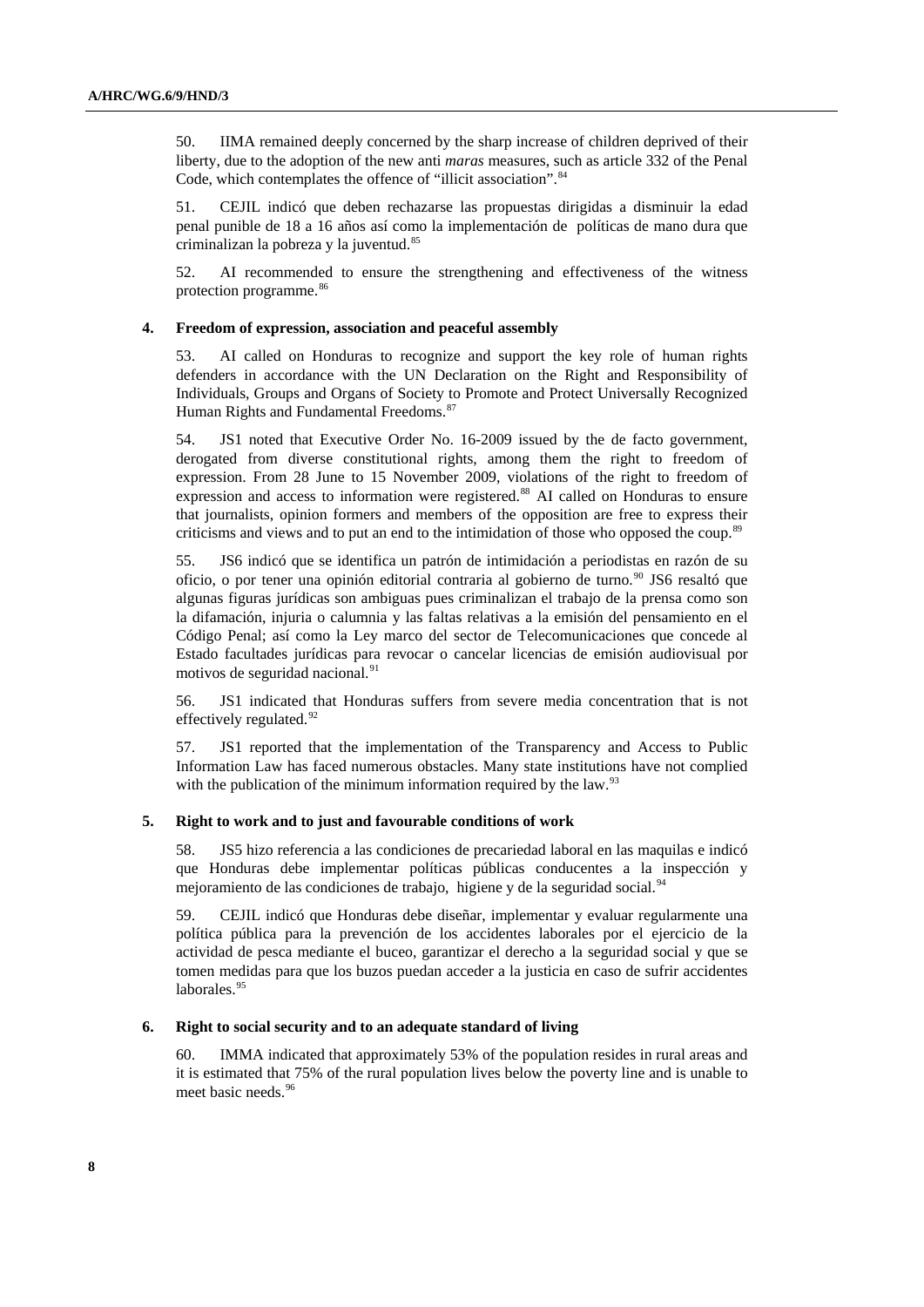50. IIMA remained deeply concerned by the sharp increase of children deprived of their liberty, due to the adoption of the new anti *maras* measures, such as article 332 of the Penal Code, which contemplates the offence of "illicit association".[84]

51. CEJIL indicó que deben rechazarse las propuestas dirigidas a disminuir la edad penal punible de 18 a 16 años así como la implementación de políticas de mano dura que criminalizan la pobreza y la juventud.[85]

52. AI recommended to ensure the strengthening and effectiveness of the witness protection programme.[86]

#### 4. Freedom of expression, association and peaceful assembly

53. AI called on Honduras to recognize and support the key role of human rights defenders in accordance with the UN Declaration on the Right and Responsibility of Individuals, Groups and Organs of Society to Promote and Protect Universally Recognized Human Rights and Fundamental Freedoms.[87]

54. JS1 noted that Executive Order No. 16-2009 issued by the de facto government, derogated from diverse constitutional rights, among them the right to freedom of expression. From 28 June to 15 November 2009, violations of the right to freedom of expression and access to information were registered.[88] AI called on Honduras to ensure that journalists, opinion formers and members of the opposition are free to express their criticisms and views and to put an end to the intimidation of those who opposed the coup.[89]

55. JS6 indicó que se identifica un patrón de intimidación a periodistas en razón de su oficio, o por tener una opinión editorial contraria al gobierno de turno.[90] JS6 resaltó que algunas figuras jurídicas son ambiguas pues criminalizan el trabajo de la prensa como son la difamación, injuria o calumnia y las faltas relativas a la emisión del pensamiento en el Código Penal; así como la Ley marco del sector de Telecomunicaciones que concede al Estado facultades jurídicas para revocar o cancelar licencias de emisión audiovisual por motivos de seguridad nacional.[91]

56. JS1 indicated that Honduras suffers from severe media concentration that is not effectively regulated.[92]

57. JS1 reported that the implementation of the Transparency and Access to Public Information Law has faced numerous obstacles. Many state institutions have not complied with the publication of the minimum information required by the law.[93]

#### 5. Right to work and to just and favourable conditions of work

58. JS5 hizo referencia a las condiciones de precariedad laboral en las maquilas e indicó que Honduras debe implementar políticas públicas conducentes a la inspección y mejoramiento de las condiciones de trabajo, higiene y de la seguridad social.[94]

59. CEJIL indicó que Honduras debe diseñar, implementar y evaluar regularmente una política pública para la prevención de los accidentes laborales por el ejercicio de la actividad de pesca mediante el buceo, garantizar el derecho a la seguridad social y que se tomen medidas para que los buzos puedan acceder a la justicia en caso de sufrir accidentes laborales.[95]

#### 6. Right to social security and to an adequate standard of living

60. IMMA indicated that approximately 53% of the population resides in rural areas and it is estimated that 75% of the rural population lives below the poverty line and is unable to meet basic needs.[96]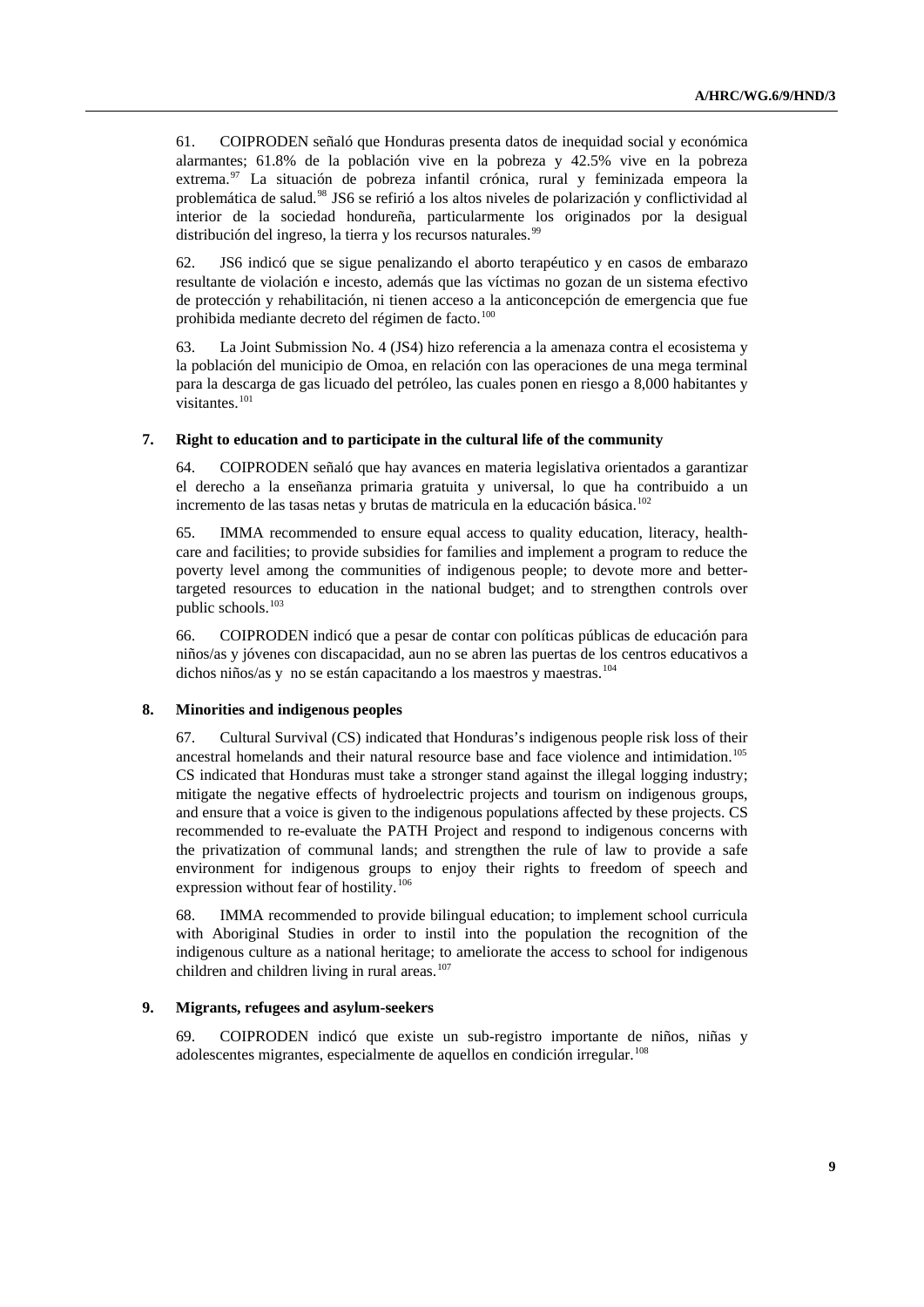61. COIPRODEN señaló que Honduras presenta datos de inequidad social y económica alarmantes; 61.8% de la población vive en la pobreza y 42.5% vive en la pobreza extrema.[97] La situación de pobreza infantil crónica, rural y feminizada empeora la problemática de salud.[98] JS6 se refirió a los altos niveles de polarización y conflictividad al interior de la sociedad hondureña, particularmente los originados por la desigual distribución del ingreso, la tierra y los recursos naturales.[99]

62. JS6 indicó que se sigue penalizando el aborto terapéutico y en casos de embarazo resultante de violación e incesto, además que las víctimas no gozan de un sistema efectivo de protección y rehabilitación, ni tienen acceso a la anticoncepción de emergencia que fue prohibida mediante decreto del régimen de facto.[100]

63. La Joint Submission No. 4 (JS4) hizo referencia a la amenaza contra el ecosistema y la población del municipio de Omoa, en relación con las operaciones de una mega terminal para la descarga de gas licuado del petróleo, las cuales ponen en riesgo a 8,000 habitantes y visitantes.[101]

### 7. Right to education and to participate in the cultural life of the community

64. COIPRODEN señaló que hay avances en materia legislativa orientados a garantizar el derecho a la enseñanza primaria gratuita y universal, lo que ha contribuido a un incremento de las tasas netas y brutas de matricula en la educación básica.[102]

65. IMMA recommended to ensure equal access to quality education, literacy, health-care and facilities; to provide subsidies for families and implement a program to reduce the poverty level among the communities of indigenous people; to devote more and better-targeted resources to education in the national budget; and to strengthen controls over public schools.[103]

66. COIPRODEN indicó que a pesar de contar con políticas públicas de educación para niños/as y jóvenes con discapacidad, aun no se abren las puertas de los centros educativos a dichos niños/as y no se están capacitando a los maestros y maestras.[104]

### 8. Minorities and indigenous peoples

67. Cultural Survival (CS) indicated that Honduras's indigenous people risk loss of their ancestral homelands and their natural resource base and face violence and intimidation.[105] CS indicated that Honduras must take a stronger stand against the illegal logging industry; mitigate the negative effects of hydroelectric projects and tourism on indigenous groups, and ensure that a voice is given to the indigenous populations affected by these projects. CS recommended to re-evaluate the PATH Project and respond to indigenous concerns with the privatization of communal lands; and strengthen the rule of law to provide a safe environment for indigenous groups to enjoy their rights to freedom of speech and expression without fear of hostility.[106]

68. IMMA recommended to provide bilingual education; to implement school curricula with Aboriginal Studies in order to instil into the population the recognition of the indigenous culture as a national heritage; to ameliorate the access to school for indigenous children and children living in rural areas.[107]

### 9. Migrants, refugees and asylum-seekers

69. COIPRODEN indicó que existe un sub-registro importante de niños, niñas y adolescentes migrantes, especialmente de aquellos en condición irregular.[108]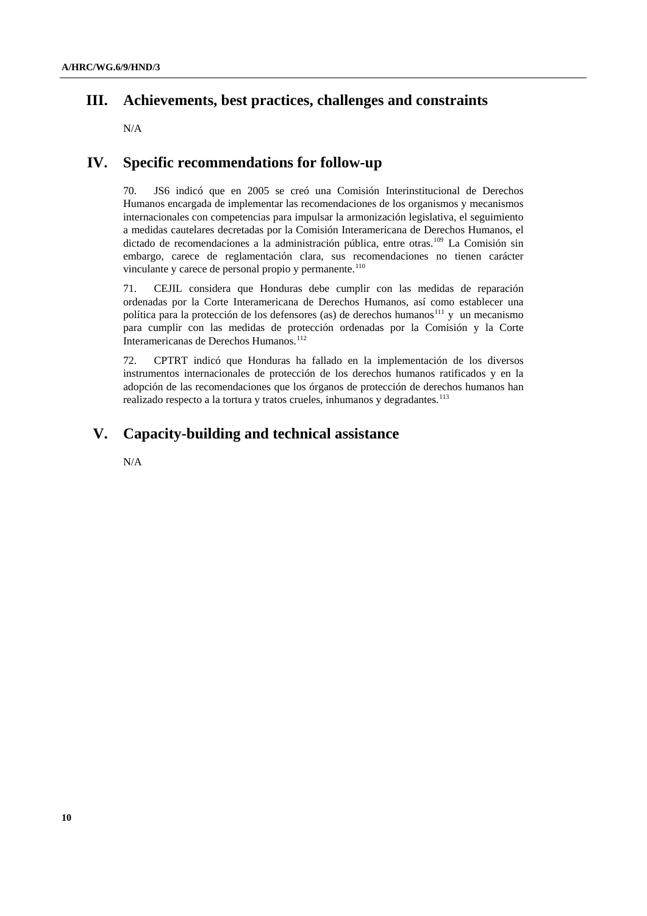# III. Achievements, best practices, challenges and constraints

N/A

# IV. Specific recommendations for follow-up

70. JS6 indicó que en 2005 se creó una Comisión Interinstitucional de Derechos Humanos encargada de implementar las recomendaciones de los organismos y mecanismos internacionales con competencias para impulsar la armonización legislativa, el seguimiento a medidas cautelares decretadas por la Comisión Interamericana de Derechos Humanos, el dictado de recomendaciones a la administración pública, entre otras.[109] La Comisión sin embargo, carece de reglamentación clara, sus recomendaciones no tienen carácter vinculante y carece de personal propio y permanente.[110]

71. CEJIL considera que Honduras debe cumplir con las medidas de reparación ordenadas por la Corte Interamericana de Derechos Humanos, así como establecer una política para la protección de los defensores (as) de derechos humanos[111] y un mecanismo para cumplir con las medidas de protección ordenadas por la Comisión y la Corte Interamericanas de Derechos Humanos.[112]

72. CPTRT indicó que Honduras ha fallado en la implementación de los diversos instrumentos internacionales de protección de los derechos humanos ratificados y en la adopción de las recomendaciones que los órganos de protección de derechos humanos han realizado respecto a la tortura y tratos crueles, inhumanos y degradantes.[113]

# V. Capacity-building and technical assistance

N/A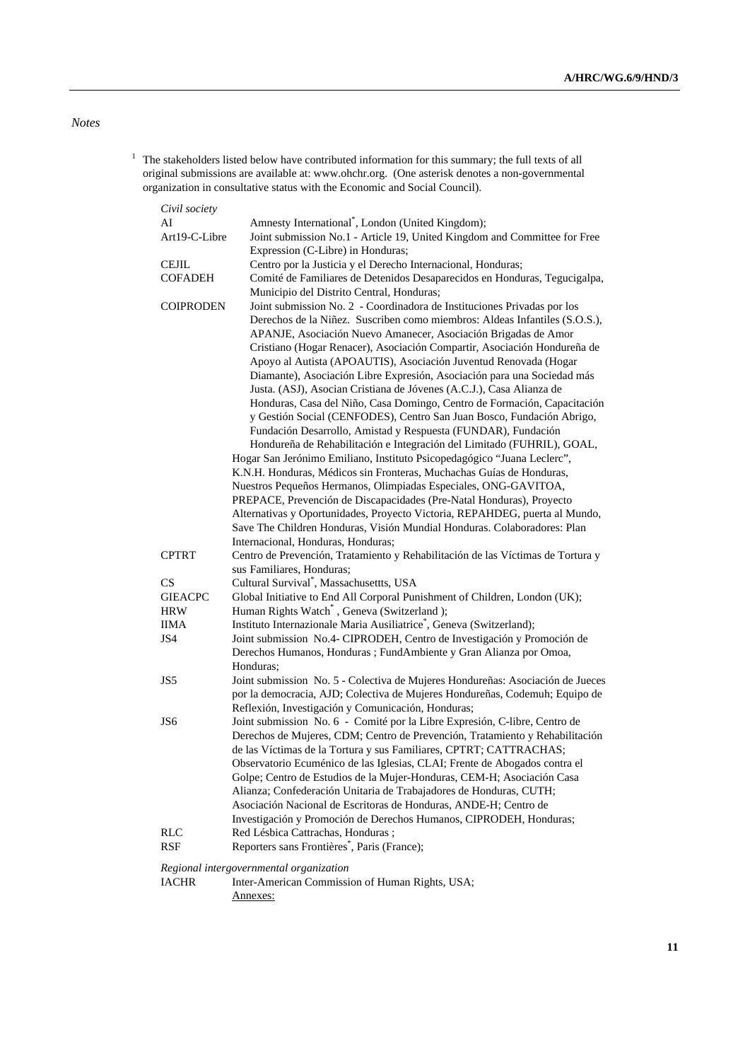*Notes*

[1] The stakeholders listed below have contributed information for this summary; the full texts of all original submissions are available at: www.ohchr.org. (One asterisk denotes a non-governmental organization in consultative status with the Economic and Social Council).

*Civil society*

| | |
|---|---|
| AI | Amnesty International*, London (United Kingdom); |
| Art19-C-Libre | Joint submission No.1 - Article 19, United Kingdom and Committee for Free Expression (C-Libre) in Honduras; |
| CEJIL | Centro por la Justicia y el Derecho Internacional, Honduras; |
| COFADEH | Comité de Familiares de Detenidos Desaparecidos en Honduras, Tegucigalpa, Municipio del Distrito Central, Honduras; |
| COIPRODEN | Joint submission No. 2 - Coordinadora de Instituciones Privadas por los Derechos de la Niñez. Suscriben como miembros: Aldeas Infantiles (S.O.S.), APANJE, Asociación Nuevo Amanecer, Asociación Brigadas de Amor Cristiano (Hogar Renacer), Asociación Compartir, Asociación Hondureña de Apoyo al Autista (APOAUTIS), Asociación Juventud Renovada (Hogar Diamante), Asociación Libre Expresión, Asociación para una Sociedad más Justa. (ASJ), Asocian Cristiana de Jóvenes (A.C.J.), Casa Alianza de Honduras, Casa del Niño, Casa Domingo, Centro de Formación, Capacitación y Gestión Social (CENFODES), Centro San Juan Bosco, Fundación Abrigo, Fundación Desarrollo, Amistad y Respuesta (FUNDAR), Fundación Hondureña de Rehabilitación e Integración del Limitado (FUHRIL), GOAL, Hogar San Jerónimo Emiliano, Instituto Psicopedagógico "Juana Leclerc", K.N.H. Honduras, Médicos sin Fronteras, Muchachas Guías de Honduras, Nuestros Pequeños Hermanos, Olimpiadas Especiales, ONG-GAVITOA, PREPACE, Prevención de Discapacidades (Pre-Natal Honduras), Proyecto Alternativas y Oportunidades, Proyecto Victoria, REPAHDEG, puerta al Mundo, Save The Children Honduras, Visión Mundial Honduras. Colaboradores: Plan Internacional, Honduras, Honduras; |
| CPTRT | Centro de Prevención, Tratamiento y Rehabilitación de las Víctimas de Tortura y sus Familiares, Honduras; |
| CS | Cultural Survival*, Massachusettts, USA |
| GIEACPC | Global Initiative to End All Corporal Punishment of Children, London (UK); |
| HRW | Human Rights Watch*, Geneva (Switzerland ); |
| IIMA | Instituto Internazionale Maria Ausiliatrice*, Geneva (Switzerland); |
| JS4 | Joint submission No.4- CIPRODEH, Centro de Investigación y Promoción de Derechos Humanos, Honduras ; FundAmbiente y Gran Alianza por Omoa, Honduras; |
| JS5 | Joint submission No. 5 - Colectiva de Mujeres Hondureñas: Asociación de Jueces por la democracia, AJD; Colectiva de Mujeres Hondureñas, Codemuh; Equipo de Reflexión, Investigación y Comunicación, Honduras; |
| JS6 | Joint submission No. 6 - Comité por la Libre Expresión, C-libre, Centro de Derechos de Mujeres, CDM; Centro de Prevención, Tratamiento y Rehabilitación de las Víctimas de la Tortura y sus Familiares, CPTRT; CATTRACHAS; Observatorio Ecuménico de las Iglesias, CLAI; Frente de Abogados contra el Golpe; Centro de Estudios de la Mujer-Honduras, CEM-H; Asociación Casa Alianza; Confederación Unitaria de Trabajadores de Honduras, CUTH; Asociación Nacional de Escritoras de Honduras, ANDE-H; Centro de Investigación y Promoción de Derechos Humanos, CIPRODEH, Honduras; |
| RLC | Red Lésbica Cattrachas, Honduras ; |
| RSF | Reporters sans Frontières*, Paris (France); |

*Regional intergovernmental organization*

| | |
|---|---|
| IACHR | Inter-American Commission of Human Rights, USA; |
| | Annexes: |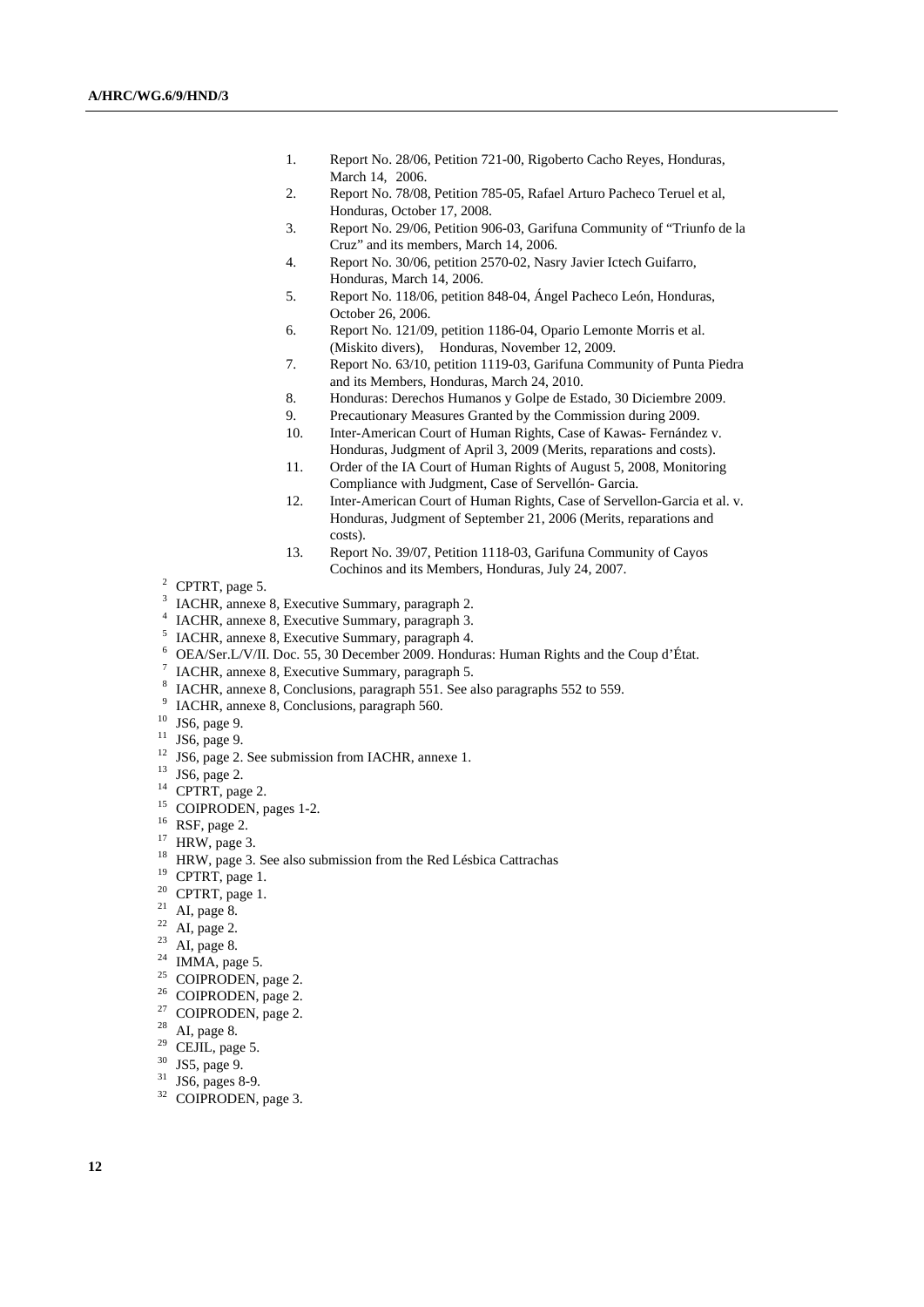1. Report No. 28/06, Petition 721-00, Rigoberto Cacho Reyes, Honduras, March 14, 2006.
2. Report No. 78/08, Petition 785-05, Rafael Arturo Pacheco Teruel et al, Honduras, October 17, 2008.
3. Report No. 29/06, Petition 906-03, Garifuna Community of "Triunfo de la Cruz" and its members, March 14, 2006.
4. Report No. 30/06, petition 2570-02, Nasry Javier Ictech Guifarro, Honduras, March 14, 2006.
5. Report No. 118/06, petition 848-04, Ángel Pacheco León, Honduras, October 26, 2006.
6. Report No. 121/09, petition 1186-04, Opario Lemonte Morris et al. (Miskito divers), Honduras, November 12, 2009.
7. Report No. 63/10, petition 1119-03, Garifuna Community of Punta Piedra and its Members, Honduras, March 24, 2010.
8. Honduras: Derechos Humanos y Golpe de Estado, 30 Diciembre 2009.
9. Precautionary Measures Granted by the Commission during 2009.
10. Inter-American Court of Human Rights, Case of Kawas- Fernández v. Honduras, Judgment of April 3, 2009 (Merits, reparations and costs).
11. Order of the IA Court of Human Rights of August 5, 2008, Monitoring Compliance with Judgment, Case of Servellón- Garcia.
12. Inter-American Court of Human Rights, Case of Servellon-Garcia et al. v. Honduras, Judgment of September 21, 2006 (Merits, reparations and costs).
13. Report No. 39/07, Petition 1118-03, Garifuna Community of Cayos Cochinos and its Members, Honduras, July 24, 2007.

[2] CPTRT, page 5.
[3] IACHR, annexe 8, Executive Summary, paragraph 2.
[4] IACHR, annexe 8, Executive Summary, paragraph 3.
[5] IACHR, annexe 8, Executive Summary, paragraph 4.
[6] OEA/Ser.L/V/II. Doc. 55, 30 December 2009. Honduras: Human Rights and the Coup d'État.
[7] IACHR, annexe 8, Executive Summary, paragraph 5.
[8] IACHR, annexe 8, Conclusions, paragraph 551. See also paragraphs 552 to 559.
[9] IACHR, annexe 8, Conclusions, paragraph 560.
[10] JS6, page 9.
[11] JS6, page 9.
[12] JS6, page 2. See submission from IACHR, annexe 1.
[13] JS6, page 2.
[14] CPTRT, page 2.
[15] COIPRODEN, pages 1-2.
[16] RSF, page 2.
[17] HRW, page 3.
[18] HRW, page 3. See also submission from the Red Lésbica Cattrachas
[19] CPTRT, page 1.
[20] CPTRT, page 1.
[21] AI, page 8.
[22] AI, page 2.
[23] AI, page 8.
[24] IMMA, page 5.
[25] COIPRODEN, page 2.
[26] COIPRODEN, page 2.
[27] COIPRODEN, page 2.
[28] AI, page 8.
[29] CEJIL, page 5.
[30] JS5, page 9.
[31] JS6, pages 8-9.
[32] COIPRODEN, page 3.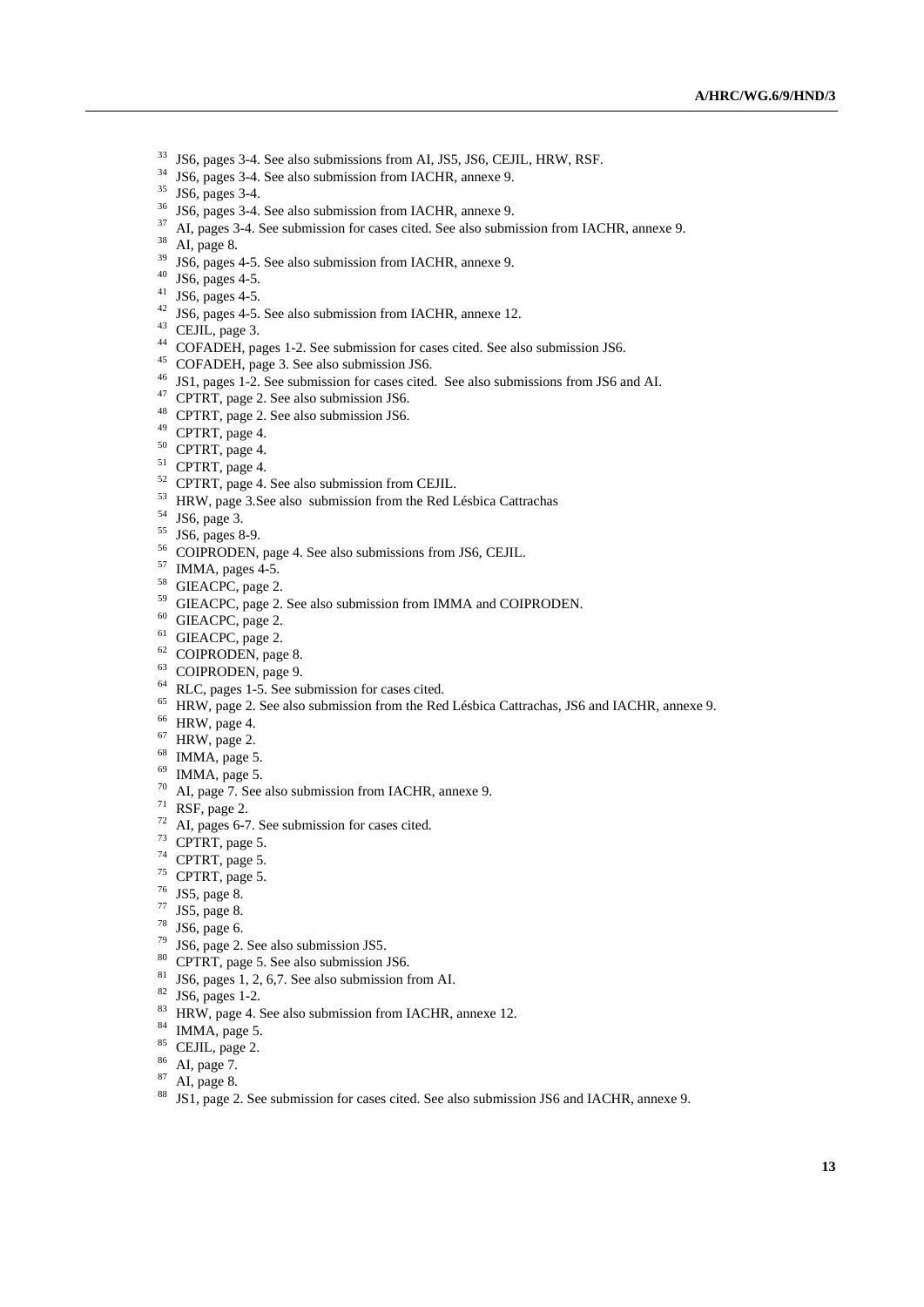[33] JS6, pages 3-4. See also submissions from AI, JS5, JS6, CEJIL, HRW, RSF.

[34] JS6, pages 3-4. See also submission from IACHR, annexe 9.

[35] JS6, pages 3-4.

[36] JS6, pages 3-4. See also submission from IACHR, annexe 9.

[37] AI, pages 3-4. See submission for cases cited. See also submission from IACHR, annexe 9.

[38] AI, page 8.

[39] JS6, pages 4-5. See also submission from IACHR, annexe 9.

[40] JS6, pages 4-5.

[41] JS6, pages 4-5.

[42] JS6, pages 4-5. See also submission from IACHR, annexe 12.

[43] CEJIL, page 3.

[44] COFADEH, pages 1-2. See submission for cases cited. See also submission JS6.

[45] COFADEH, page 3. See also submission JS6.

[46] JS1, pages 1-2. See submission for cases cited. See also submissions from JS6 and AI.

[47] CPTRT, page 2. See also submission JS6.

[48] CPTRT, page 2. See also submission JS6.

[49] CPTRT, page 4.

[50] CPTRT, page 4.

[51] CPTRT, page 4.

[52] CPTRT, page 4. See also submission from CEJIL.

[53] HRW, page 3.See also submission from the Red Lésbica Cattrachas

[54] JS6, page 3.

[55] JS6, pages 8-9.

[56] COIPRODEN, page 4. See also submissions from JS6, CEJIL.

[57] IMMA, pages 4-5.

[58] GIEACPC, page 2.

[59] GIEACPC, page 2. See also submission from IMMA and COIPRODEN.

[60] GIEACPC, page 2.

[61] GIEACPC, page 2.

[62] COIPRODEN, page 8.

[63] COIPRODEN, page 9.

[64] RLC, pages 1-5. See submission for cases cited.

[65] HRW, page 2. See also submission from the Red Lésbica Cattrachas, JS6 and IACHR, annexe 9.

[66] HRW, page 4.

[67] HRW, page 2.

[68] IMMA, page 5.

[69] IMMA, page 5.

[70] AI, page 7. See also submission from IACHR, annexe 9.

[71] RSF, page 2.

[72] AI, pages 6-7. See submission for cases cited.

[73] CPTRT, page 5.

[74] CPTRT, page 5.

[75] CPTRT, page 5.

[76] JS5, page 8.

[77] JS5, page 8.

[78] JS6, page 6.

[79] JS6, page 2. See also submission JS5.

[80] CPTRT, page 5. See also submission JS6.

[81] JS6, pages 1, 2, 6,7. See also submission from AI.

[82] JS6, pages 1-2.

[83] HRW, page 4. See also submission from IACHR, annexe 12.

[84] IMMA, page 5.

[85] CEJIL, page 2.

[86] AI, page 7.

[87] AI, page 8.

[88] JS1, page 2. See submission for cases cited. See also submission JS6 and IACHR, annexe 9.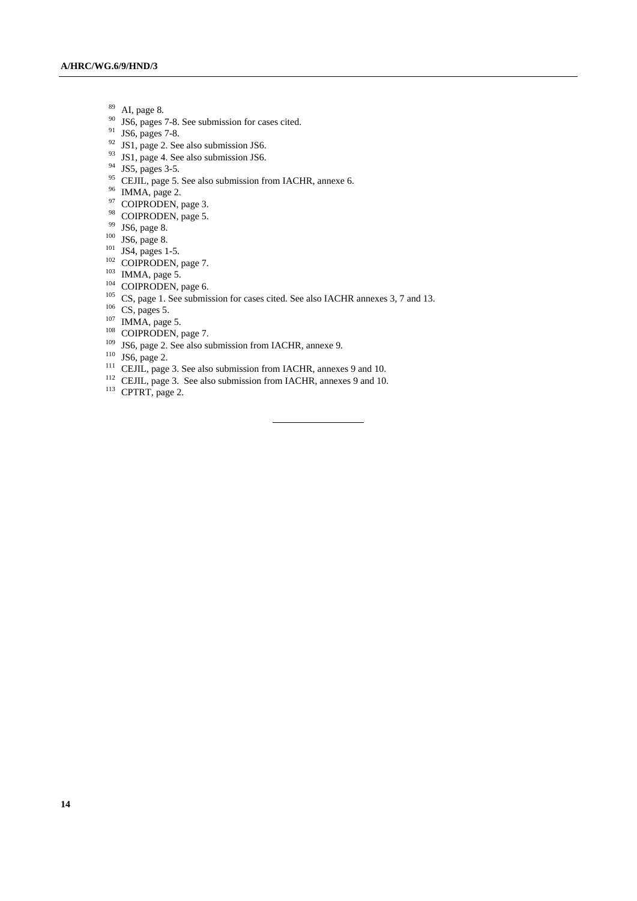[89] AI, page 8.
[90] JS6, pages 7-8. See submission for cases cited.
[91] JS6, pages 7-8.
[92] JS1, page 2. See also submission JS6.
[93] JS1, page 4. See also submission JS6.
[94] JS5, pages 3-5.
[95] CEJIL, page 5. See also submission from IACHR, annexe 6.
[96] IMMA, page 2.
[97] COIPRODEN, page 3.
[98] COIPRODEN, page 5.
[99] JS6, page 8.
[100] JS6, page 8.
[101] JS4, pages 1-5.
[102] COIPRODEN, page 7.
[103] IMMA, page 5.
[104] COIPRODEN, page 6.
[105] CS, page 1. See submission for cases cited. See also IACHR annexes 3, 7 and 13.
[106] CS, pages 5.
[107] IMMA, page 5.
[108] COIPRODEN, page 7.
[109] JS6, page 2. See also submission from IACHR, annexe 9.
[110] JS6, page 2.
[111] CEJIL, page 3. See also submission from IACHR, annexes 9 and 10.
[112] CEJIL, page 3. See also submission from IACHR, annexes 9 and 10.
[113] CPTRT, page 2.